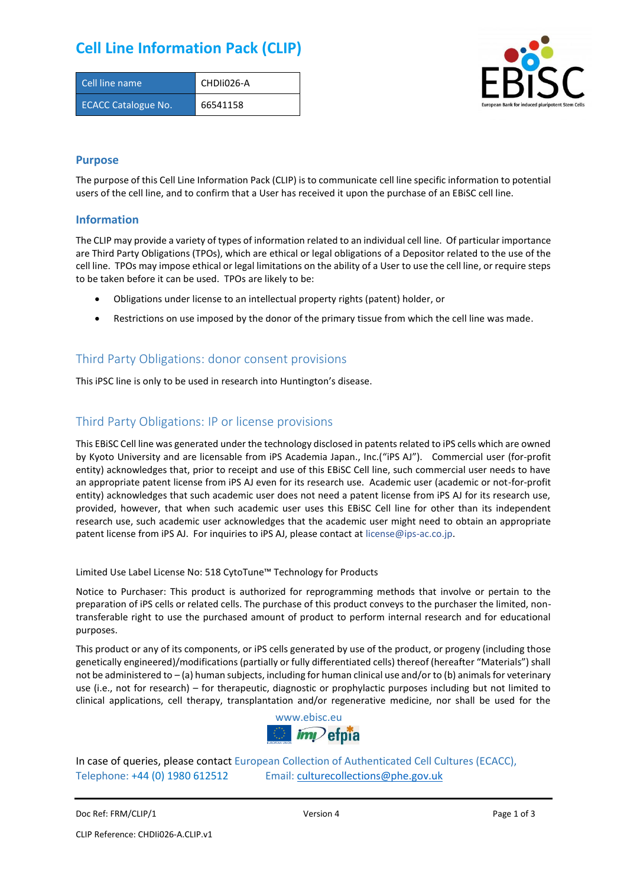# Cell Line Information Pack (CLIP)

| Cell line name | CHDIi026-A |
|---|---|
| ECACC Catalogue No. | 66541158 |

## Purpose

The purpose of this Cell Line Information Pack (CLIP) is to communicate cell line specific information to potential users of the cell line, and to confirm that a User has received it upon the purchase of an EBiSC cell line.

## Information

The CLIP may provide a variety of types of information related to an individual cell line. Of particular importance are Third Party Obligations (TPOs), which are ethical or legal obligations of a Depositor related to the use of the cell line. TPOs may impose ethical or legal limitations on the ability of a User to use the cell line, or require steps to be taken before it can be used. TPOs are likely to be:

- Obligations under license to an intellectual property rights (patent) holder, or
- Restrictions on use imposed by the donor of the primary tissue from which the cell line was made.

## Third Party Obligations: donor consent provisions

This iPSC line is only to be used in research into Huntington's disease.

## Third Party Obligations: IP or license provisions

This EBiSC Cell line was generated under the technology disclosed in patents related to iPS cells which are owned by Kyoto University and are licensable from iPS Academia Japan., Inc.("iPS AJ"). Commercial user (for-profit entity) acknowledges that, prior to receipt and use of this EBiSC Cell line, such commercial user needs to have an appropriate patent license from iPS AJ even for its research use. Academic user (academic or not-for-profit entity) acknowledges that such academic user does not need a patent license from iPS AJ for its research use, provided, however, that when such academic user uses this EBiSC Cell line for other than its independent research use, such academic user acknowledges that the academic user might need to obtain an appropriate patent license from iPS AJ. For inquiries to iPS AJ, please contact at license@ips-ac.co.jp.

Limited Use Label License No: 518 CytoTune™ Technology for Products

Notice to Purchaser: This product is authorized for reprogramming methods that involve or pertain to the preparation of iPS cells or related cells. The purchase of this product conveys to the purchaser the limited, non-transferable right to use the purchased amount of product to perform internal research and for educational purposes.

This product or any of its components, or iPS cells generated by use of the product, or progeny (including those genetically engineered)/modifications (partially or fully differentiated cells) thereof (hereafter "Materials") shall not be administered to – (a) human subjects, including for human clinical use and/or to (b) animals for veterinary use (i.e., not for research) – for therapeutic, diagnostic or prophylactic purposes including but not limited to clinical applications, cell therapy, transplantation and/or regenerative medicine, nor shall be used for the

www.ebisc.eu

In case of queries, please contact European Collection of Authenticated Cell Cultures (ECACC), Telephone: +44 (0) 1980 612512 Email: culturecollections@phe.gov.uk

Doc Ref: FRM/CLIP/1 Version 4

CLIP Reference: CHDIi026-A.CLIP.v1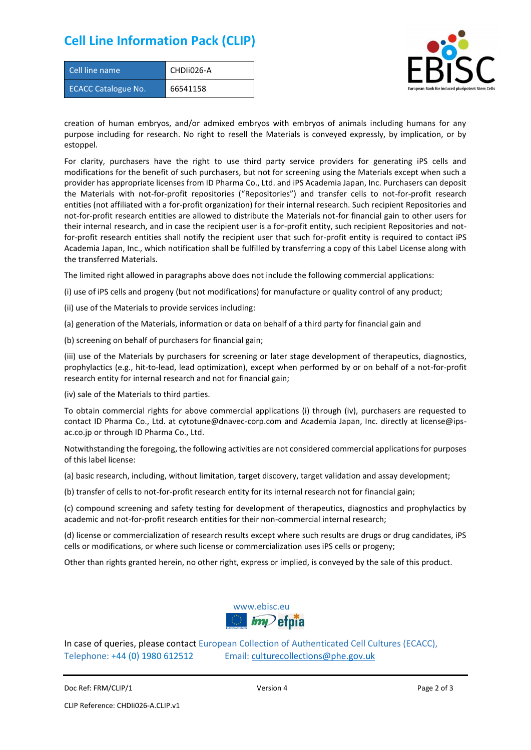# Cell Line Information Pack (CLIP)

| Cell line name | CHDIi026-A |
| --- | --- |
| ECACC Catalogue No. | 66541158 |

creation of human embryos, and/or admixed embryos with embryos of animals including humans for any purpose including for research. No right to resell the Materials is conveyed expressly, by implication, or by estoppel.

For clarity, purchasers have the right to use third party service providers for generating iPS cells and modifications for the benefit of such purchasers, but not for screening using the Materials except when such a provider has appropriate licenses from ID Pharma Co., Ltd. and iPS Academia Japan, Inc. Purchasers can deposit the Materials with not-for-profit repositories ("Repositories") and transfer cells to not-for-profit research entities (not affiliated with a for-profit organization) for their internal research. Such recipient Repositories and not-for-profit research entities are allowed to distribute the Materials not-for financial gain to other users for their internal research, and in case the recipient user is a for-profit entity, such recipient Repositories and not-for-profit research entities shall notify the recipient user that such for-profit entity is required to contact iPS Academia Japan, Inc., which notification shall be fulfilled by transferring a copy of this Label License along with the transferred Materials.

The limited right allowed in paragraphs above does not include the following commercial applications:

(i) use of iPS cells and progeny (but not modifications) for manufacture or quality control of any product;

(ii) use of the Materials to provide services including:

(a) generation of the Materials, information or data on behalf of a third party for financial gain and

(b) screening on behalf of purchasers for financial gain;

(iii) use of the Materials by purchasers for screening or later stage development of therapeutics, diagnostics, prophylactics (e.g., hit-to-lead, lead optimization), except when performed by or on behalf of a not-for-profit research entity for internal research and not for financial gain;

(iv) sale of the Materials to third parties.

To obtain commercial rights for above commercial applications (i) through (iv), purchasers are requested to contact ID Pharma Co., Ltd. at cytotune@dnavec-corp.com and Academia Japan, Inc. directly at license@ips-ac.co.jp or through ID Pharma Co., Ltd.

Notwithstanding the foregoing, the following activities are not considered commercial applications for purposes of this label license:

(a) basic research, including, without limitation, target discovery, target validation and assay development;

(b) transfer of cells to not-for-profit research entity for its internal research not for financial gain;

(c) compound screening and safety testing for development of therapeutics, diagnostics and prophylactics by academic and not-for-profit research entities for their non-commercial internal research;

(d) license or commercialization of research results except where such results are drugs or drug candidates, iPS cells or modifications, or where such license or commercialization uses iPS cells or progeny;

Other than rights granted herein, no other right, express or implied, is conveyed by the sale of this product.

www.ebisc.eu

In case of queries, please contact European Collection of Authenticated Cell Cultures (ECACC), Telephone: +44 (0) 1980 612512 Email: culturecollections@phe.gov.uk

Doc Ref: FRM/CLIP/1 Version 4

CLIP Reference: CHDIi026-A.CLIP.v1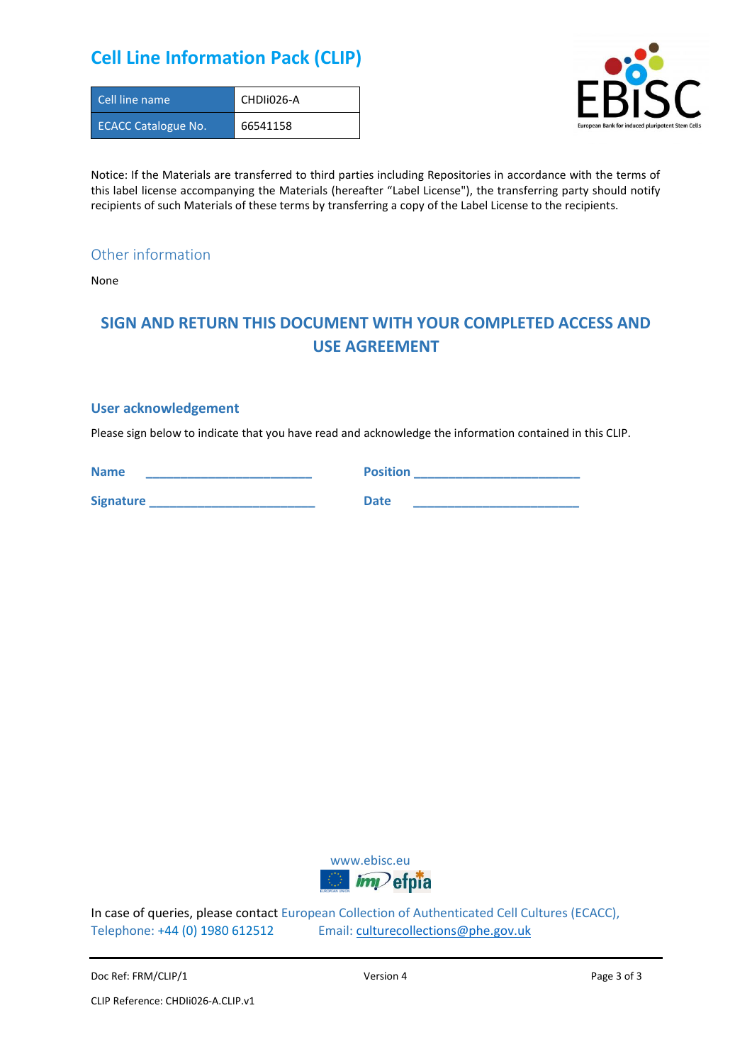# Cell Line Information Pack (CLIP)

| Cell line name | CHDIi026-A |
| --- | --- |
| ECACC Catalogue No. | 66541158 |

Notice: If the Materials are transferred to third parties including Repositories in accordance with the terms of this label license accompanying the Materials (hereafter "Label License"), the transferring party should notify recipients of such Materials of these terms by transferring a copy of the Label License to the recipients.

## Other information

None

## SIGN AND RETURN THIS DOCUMENT WITH YOUR COMPLETED ACCESS AND USE AGREEMENT

### User acknowledgement

Please sign below to indicate that you have read and acknowledge the information contained in this CLIP.

**Name** _________________________ **Position** _________________________

**Signature** _________________________ **Date** _________________________

www.ebisc.eu

In case of queries, please contact European Collection of Authenticated Cell Cultures (ECACC), Telephone: +44 (0) 1980 612512 Email: culturecollections@phe.gov.uk

Doc Ref: FRM/CLIP/1 Version 4

CLIP Reference: CHDIi026-A.CLIP.v1